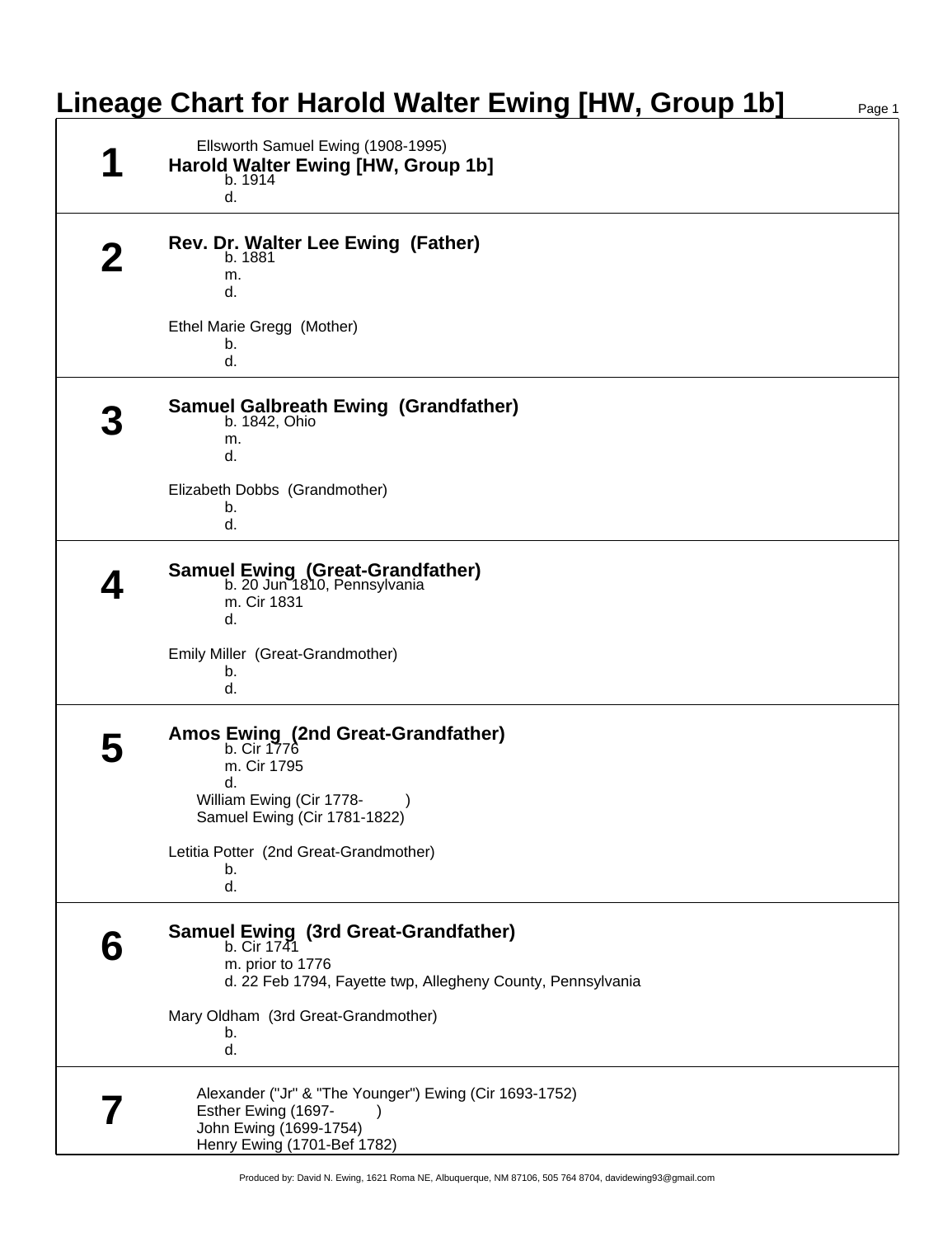# Lineage Chart for Harold Walter Ewing [HW, Group 1b]

## 1

Ellsworth Samuel Ewing (1908-1995)

**Harold Walter Ewing [HW, Group 1b]**

- b. 1914
- d.

## 2

**Rev. Dr. Walter Lee Ewing (Father)**

- b. 1881
- m.
- d.

Ethel Marie Gregg (Mother)

- b.
- d.

## 3

**Samuel Galbreath Ewing (Grandfather)**

- b. 1842, Ohio
- m.
- d.

Elizabeth Dobbs (Grandmother)

- b.
- d.

## 4

**Samuel Ewing (Great-Grandfather)**

- b. 20 Jun 1810, Pennsylvania
- m. Cir 1831
- d.

Emily Miller (Great-Grandmother)

- b.
- d.

## 5

**Amos Ewing (2nd Great-Grandfather)**

- b. Cir 1776
- m. Cir 1795
- d.

William Ewing (Cir 1778- )
Samuel Ewing (Cir 1781-1822)

Letitia Potter (2nd Great-Grandmother)

- b.
- d.

## 6

**Samuel Ewing (3rd Great-Grandfather)**

- b. Cir 1741
- m. prior to 1776
- d. 22 Feb 1794, Fayette twp, Allegheny County, Pennsylvania

Mary Oldham (3rd Great-Grandmother)

- b.
- d.

## 7

Alexander ("Jr" & "The Younger") Ewing (Cir 1693-1752)
Esther Ewing (1697- )
John Ewing (1699-1754)
Henry Ewing (1701-Bef 1782)

Produced by: David N. Ewing, 1621 Roma NE, Albuquerque, NM 87106, 505 764 8704, davidewing93@gmail.com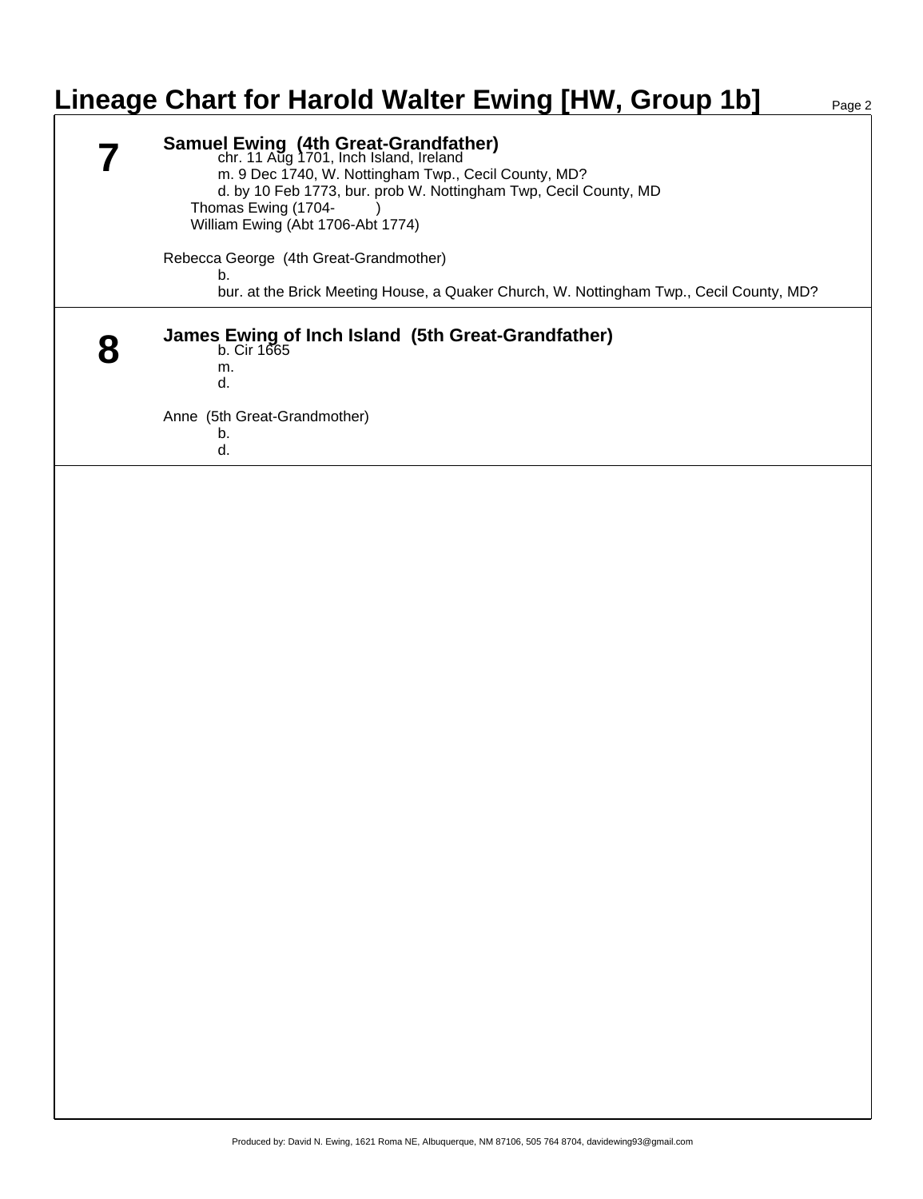# Lineage Chart for Harold Walter Ewing [HW, Group 1b]

## 7

**Samuel Ewing (4th Great-Grandfather)**

chr. 11 Aug 1701, Inch Island, Ireland
m. 9 Dec 1740, W. Nottingham Twp., Cecil County, MD?
d. by 10 Feb 1773, bur. prob W. Nottingham Twp, Cecil County, MD

Thomas Ewing (1704- )
William Ewing (Abt 1706-Abt 1774)

Rebecca George (4th Great-Grandmother)

b.
bur. at the Brick Meeting House, a Quaker Church, W. Nottingham Twp., Cecil County, MD?

## 8

**James Ewing of Inch Island (5th Great-Grandfather)**

b. Cir 1665
m.
d.

Anne (5th Great-Grandmother)

b.
d.

Produced by: David N. Ewing, 1621 Roma NE, Albuquerque, NM 87106, 505 764 8704, davidewing93@gmail.com